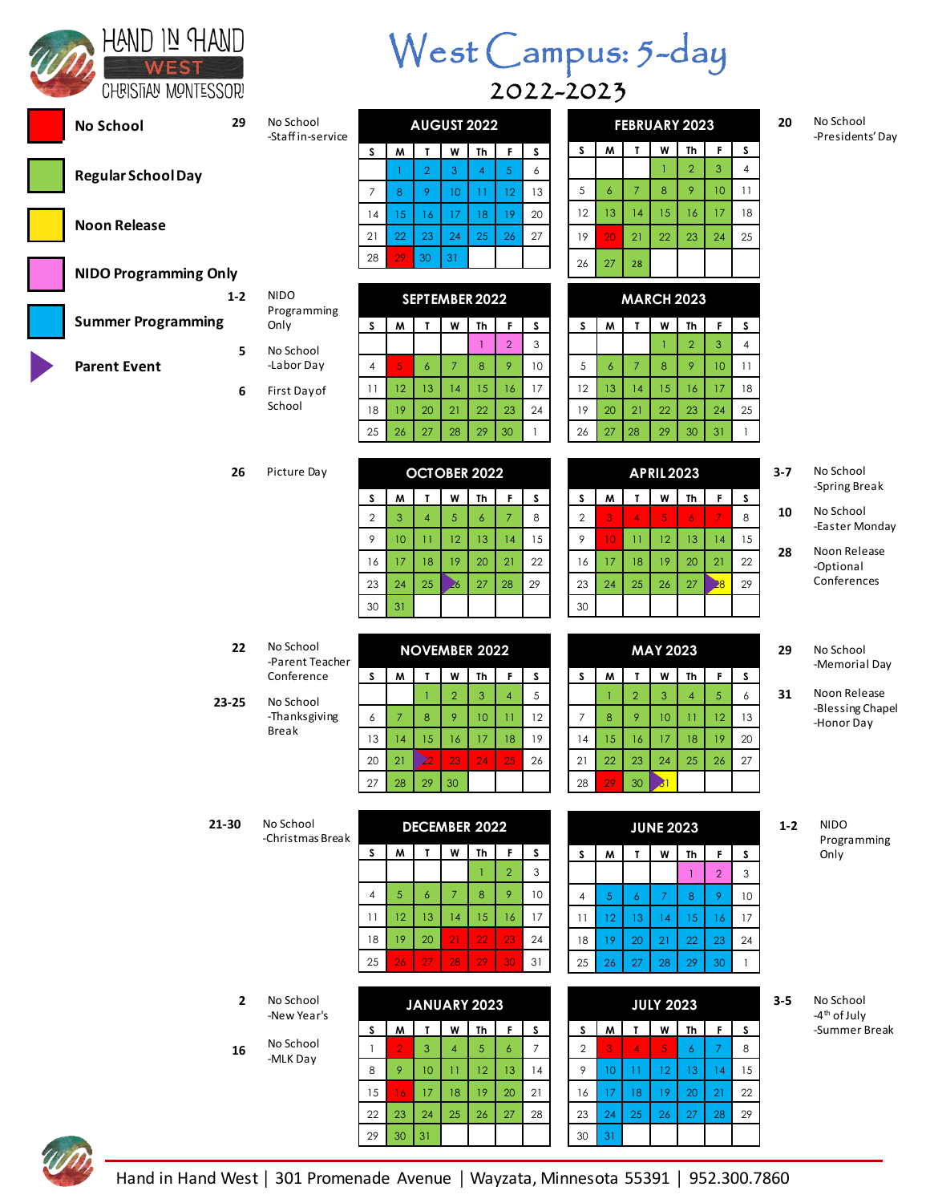# Hand in Hand West Christian Montessori

# West Campus: 5-day

## 2022-2023

**Legend:**
- No School (red)
- Regular School Day (green)
- Noon Release (yellow)
- NIDO Programming Only (pink)
- Summer Programming (blue)
- Parent Event (purple triangle)

### AUGUST 2022

29 — No School -Staff in-service

| S | M | T | W | Th | F | S |
|---|---|---|---|---|---|---|
| | 1 | 2 | 3 | 4 | 5 | 6 |
| 7 | 8 | 9 | 10 | 11 | 12 | 13 |
| 14 | 15 | 16 | 17 | 18 | 19 | 20 |
| 21 | 22 | 23 | 24 | 25 | 26 | 27 |
| 28 | 29 | 30 | 31 | | | |

### SEPTEMBER 2022

1-2 — NIDO Programming Only
5 — No School -Labor Day
6 — First Day of School

| S | M | T | W | Th | F | S |
|---|---|---|---|---|---|---|
| | | | | 1 | 2 | 3 |
| 4 | 5 | 6 | 7 | 8 | 9 | 10 |
| 11 | 12 | 13 | 14 | 15 | 16 | 17 |
| 18 | 19 | 20 | 21 | 22 | 23 | 24 |
| 25 | 26 | 27 | 28 | 29 | 30 | 1 |

### OCTOBER 2022

26 — Picture Day

| S | M | T | W | Th | F | S |
|---|---|---|---|---|---|---|
| 2 | 3 | 4 | 5 | 6 | 7 | 8 |
| 9 | 10 | 11 | 12 | 13 | 14 | 15 |
| 16 | 17 | 18 | 19 | 20 | 21 | 22 |
| 23 | 24 | 25 | 26 | 27 | 28 | 29 |
| 30 | 31 | | | | | |

### NOVEMBER 2022

22 — No School -Parent Teacher Conference
23-25 — No School -Thanksgiving Break

| S | M | T | W | Th | F | S |
|---|---|---|---|---|---|---|
| | | 1 | 2 | 3 | 4 | 5 |
| 6 | 7 | 8 | 9 | 10 | 11 | 12 |
| 13 | 14 | 15 | 16 | 17 | 18 | 19 |
| 20 | 21 | 22 | 23 | 24 | 25 | 26 |
| 27 | 28 | 29 | 30 | | | |

### DECEMBER 2022

21-30 — No School -Christmas Break

| S | M | T | W | Th | F | S |
|---|---|---|---|---|---|---|
| | | | | 1 | 2 | 3 |
| 4 | 5 | 6 | 7 | 8 | 9 | 10 |
| 11 | 12 | 13 | 14 | 15 | 16 | 17 |
| 18 | 19 | 20 | 21 | 22 | 23 | 24 |
| 25 | 26 | 27 | 28 | 29 | 30 | 31 |

### JANUARY 2023

2 — No School -New Year's
16 — No School -MLK Day

| S | M | T | W | Th | F | S |
|---|---|---|---|---|---|---|
| 1 | 2 | 3 | 4 | 5 | 6 | 7 |
| 8 | 9 | 10 | 11 | 12 | 13 | 14 |
| 15 | 16 | 17 | 18 | 19 | 20 | 21 |
| 22 | 23 | 24 | 25 | 26 | 27 | 28 |
| 29 | 30 | 31 | | | | |

### FEBRUARY 2023

20 — No School -Presidents' Day

| S | M | T | W | Th | F | S |
|---|---|---|---|---|---|---|
| | | | 1 | 2 | 3 | 4 |
| 5 | 6 | 7 | 8 | 9 | 10 | 11 |
| 12 | 13 | 14 | 15 | 16 | 17 | 18 |
| 19 | 20 | 21 | 22 | 23 | 24 | 25 |
| 26 | 27 | 28 | | | | |

### MARCH 2023

| S | M | T | W | Th | F | S |
|---|---|---|---|---|---|---|
| | | | 1 | 2 | 3 | 4 |
| 5 | 6 | 7 | 8 | 9 | 10 | 11 |
| 12 | 13 | 14 | 15 | 16 | 17 | 18 |
| 19 | 20 | 21 | 22 | 23 | 24 | 25 |
| 26 | 27 | 28 | 29 | 30 | 31 | 1 |

### APRIL 2023

3-7 — No School -Spring Break
10 — No School -Easter Monday
28 — Noon Release -Optional Conferences

| S | M | T | W | Th | F | S |
|---|---|---|---|---|---|---|
| 2 | 3 | 4 | 5 | 6 | 7 | 8 |
| 9 | 10 | 11 | 12 | 13 | 14 | 15 |
| 16 | 17 | 18 | 19 | 20 | 21 | 22 |
| 23 | 24 | 25 | 26 | 27 | 28 | 29 |
| 30 | | | | | | |

### MAY 2023

29 — No School -Memorial Day
31 — Noon Release -Blessing Chapel -Honor Day

| S | M | T | W | Th | F | S |
|---|---|---|---|---|---|---|
| | 1 | 2 | 3 | 4 | 5 | 6 |
| 7 | 8 | 9 | 10 | 11 | 12 | 13 |
| 14 | 15 | 16 | 17 | 18 | 19 | 20 |
| 21 | 22 | 23 | 24 | 25 | 26 | 27 |
| 28 | 29 | 30 | 31 | | | |

### JUNE 2023

1-2 — NIDO Programming Only

| S | M | T | W | Th | F | S |
|---|---|---|---|---|---|---|
| | | | | 1 | 2 | 3 |
| 4 | 5 | 6 | 7 | 8 | 9 | 10 |
| 11 | 12 | 13 | 14 | 15 | 16 | 17 |
| 18 | 19 | 20 | 21 | 22 | 23 | 24 |
| 25 | 26 | 27 | 28 | 29 | 30 | 1 |

### JULY 2023

3-5 — No School -4th of July -Summer Break

| S | M | T | W | Th | F | S |
|---|---|---|---|---|---|---|
| 2 | 3 | 4 | 5 | 6 | 7 | 8 |
| 9 | 10 | 11 | 12 | 13 | 14 | 15 |
| 16 | 17 | 18 | 19 | 20 | 21 | 22 |
| 23 | 24 | 25 | 26 | 27 | 28 | 29 |
| 30 | 31 | | | | | |

Hand in Hand West | 301 Promenade Avenue | Wayzata, Minnesota 55391 | 952.300.7860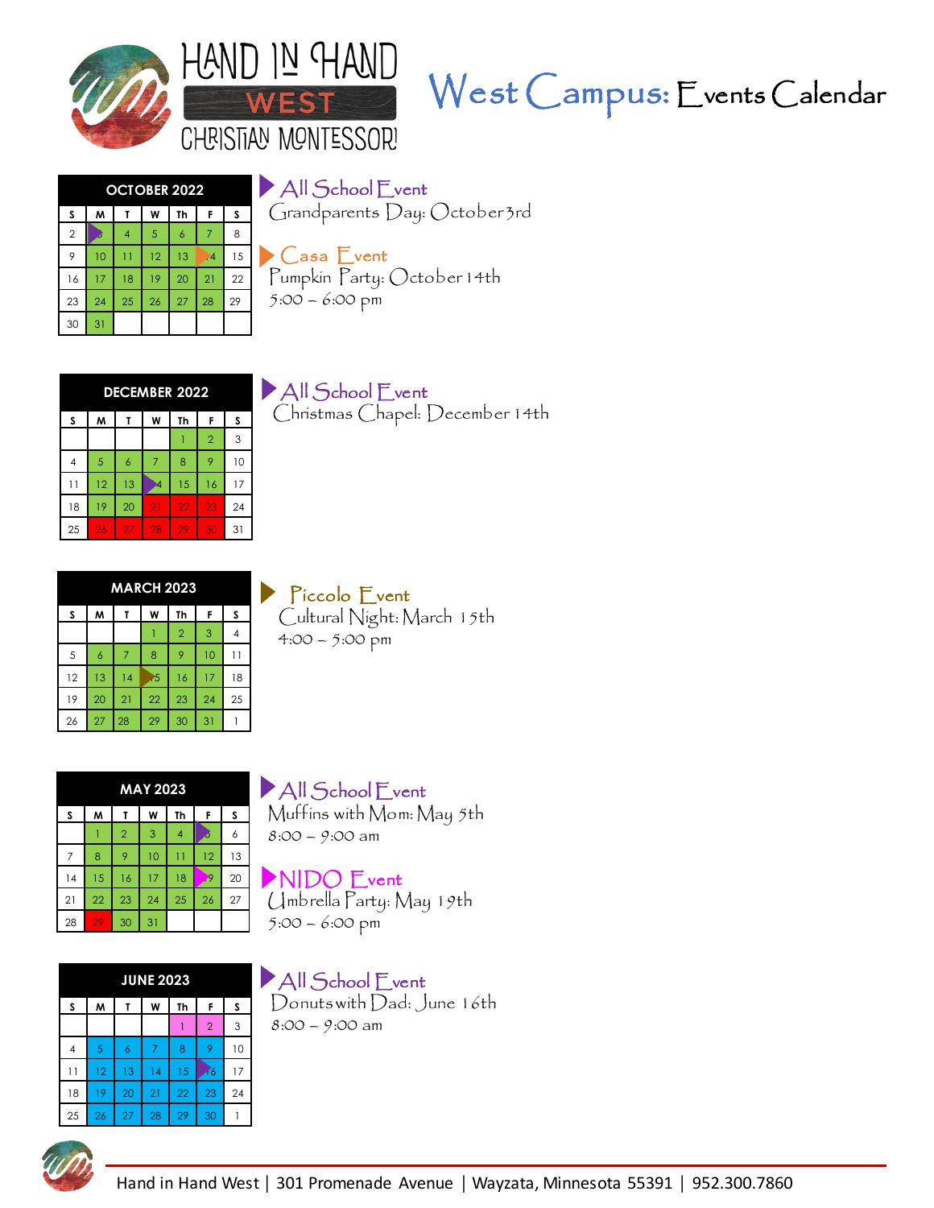# HAND IN HAND WEST CHRISTIAN MONTESSORI

# West Campus: Events Calendar

| OCTOBER 2022 | | | | | | |
|---|---|---|---|---|---|---|
| S | M | T | W | Th | F | S |
| 2 | 3 | 4 | 5 | 6 | 7 | 8 |
| 9 | 10 | 11 | 12 | 13 | 14 | 15 |
| 16 | 17 | 18 | 19 | 20 | 21 | 22 |
| 23 | 24 | 25 | 26 | 27 | 28 | 29 |
| 30 | 31 | | | | | |

### All School Event
Grandparents Day: October 3rd

### Casa Event
Pumpkin Party: October 14th
5:00 – 6:00 pm

| DECEMBER 2022 | | | | | | |
|---|---|---|---|---|---|---|
| S | M | T | W | Th | F | S |
| | | | | 1 | 2 | 3 |
| 4 | 5 | 6 | 7 | 8 | 9 | 10 |
| 11 | 12 | 13 | 14 | 15 | 16 | 17 |
| 18 | 19 | 20 | 21 | 22 | 23 | 24 |
| 25 | 26 | 27 | 28 | 29 | 30 | 31 |

### All School Event
Christmas Chapel: December 14th

| MARCH 2023 | | | | | | |
|---|---|---|---|---|---|---|
| S | M | T | W | Th | F | S |
| | | | 1 | 2 | 3 | 4 |
| 5 | 6 | 7 | 8 | 9 | 10 | 11 |
| 12 | 13 | 14 | 15 | 16 | 17 | 18 |
| 19 | 20 | 21 | 22 | 23 | 24 | 25 |
| 26 | 27 | 28 | 29 | 30 | 31 | 1 |

### Piccolo Event
Cultural Night: March 15th
4:00 – 5:00 pm

| MAY 2023 | | | | | | |
|---|---|---|---|---|---|---|
| S | M | T | W | Th | F | S |
| | 1 | 2 | 3 | 4 | 5 | 6 |
| 7 | 8 | 9 | 10 | 11 | 12 | 13 |
| 14 | 15 | 16 | 17 | 18 | 19 | 20 |
| 21 | 22 | 23 | 24 | 25 | 26 | 27 |
| 28 | 29 | 30 | 31 | | | |

### All School Event
Muffins with Mom: May 5th
8:00 – 9:00 am

### NIDO Event
Umbrella Party: May 19th
5:00 – 6:00 pm

| JUNE 2023 | | | | | | |
|---|---|---|---|---|---|---|
| S | M | T | W | Th | F | S |
| | | | | 1 | 2 | 3 |
| 4 | 5 | 6 | 7 | 8 | 9 | 10 |
| 11 | 12 | 13 | 14 | 15 | 16 | 17 |
| 18 | 19 | 20 | 21 | 22 | 23 | 24 |
| 25 | 26 | 27 | 28 | 29 | 30 | 1 |

### All School Event
Donuts with Dad: June 16th
8:00 – 9:00 am

Hand in Hand West | 301 Promenade Avenue | Wayzata, Minnesota 55391 | 952.300.7860